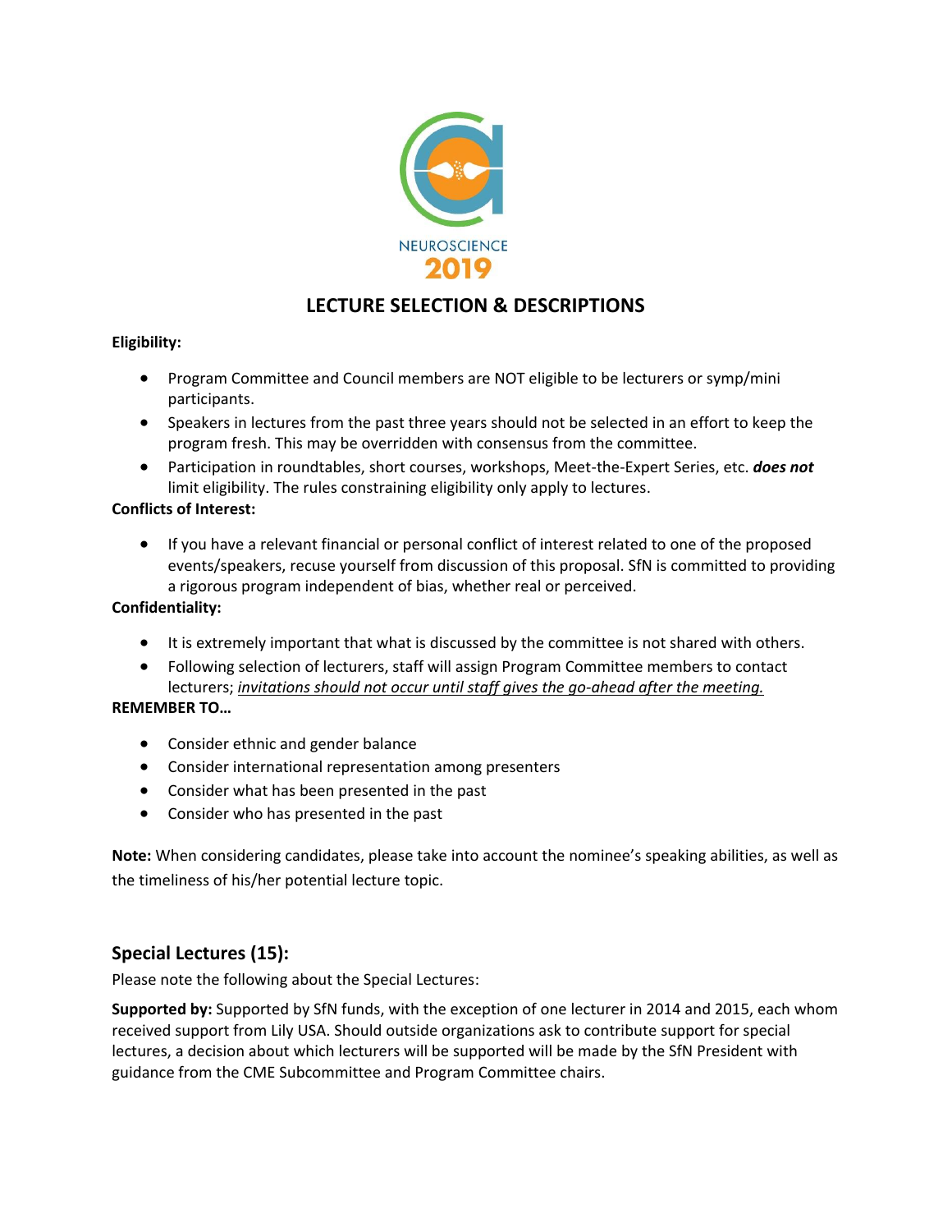NEUROSCIENCE
2019

# LECTURE SELECTION & DESCRIPTIONS

**Eligibility:**

- Program Committee and Council members are NOT eligible to be lecturers or symp/mini participants.
- Speakers in lectures from the past three years should not be selected in an effort to keep the program fresh. This may be overridden with consensus from the committee.
- Participation in roundtables, short courses, workshops, Meet-the-Expert Series, etc. ***does not*** limit eligibility. The rules constraining eligibility only apply to lectures.

**Conflicts of Interest:**

- If you have a relevant financial or personal conflict of interest related to one of the proposed events/speakers, recuse yourself from discussion of this proposal. SfN is committed to providing a rigorous program independent of bias, whether real or perceived.

**Confidentiality:**

- It is extremely important that what is discussed by the committee is not shared with others.
- Following selection of lecturers, staff will assign Program Committee members to contact lecturers; *invitations should not occur until staff gives the go-ahead after the meeting.*

**REMEMBER TO…**

- Consider ethnic and gender balance
- Consider international representation among presenters
- Consider what has been presented in the past
- Consider who has presented in the past

**Note:** When considering candidates, please take into account the nominee's speaking abilities, as well as the timeliness of his/her potential lecture topic.

## Special Lectures (15):

Please note the following about the Special Lectures:

**Supported by:** Supported by SfN funds, with the exception of one lecturer in 2014 and 2015, each whom received support from Lily USA. Should outside organizations ask to contribute support for special lectures, a decision about which lecturers will be supported will be made by the SfN President with guidance from the CME Subcommittee and Program Committee chairs.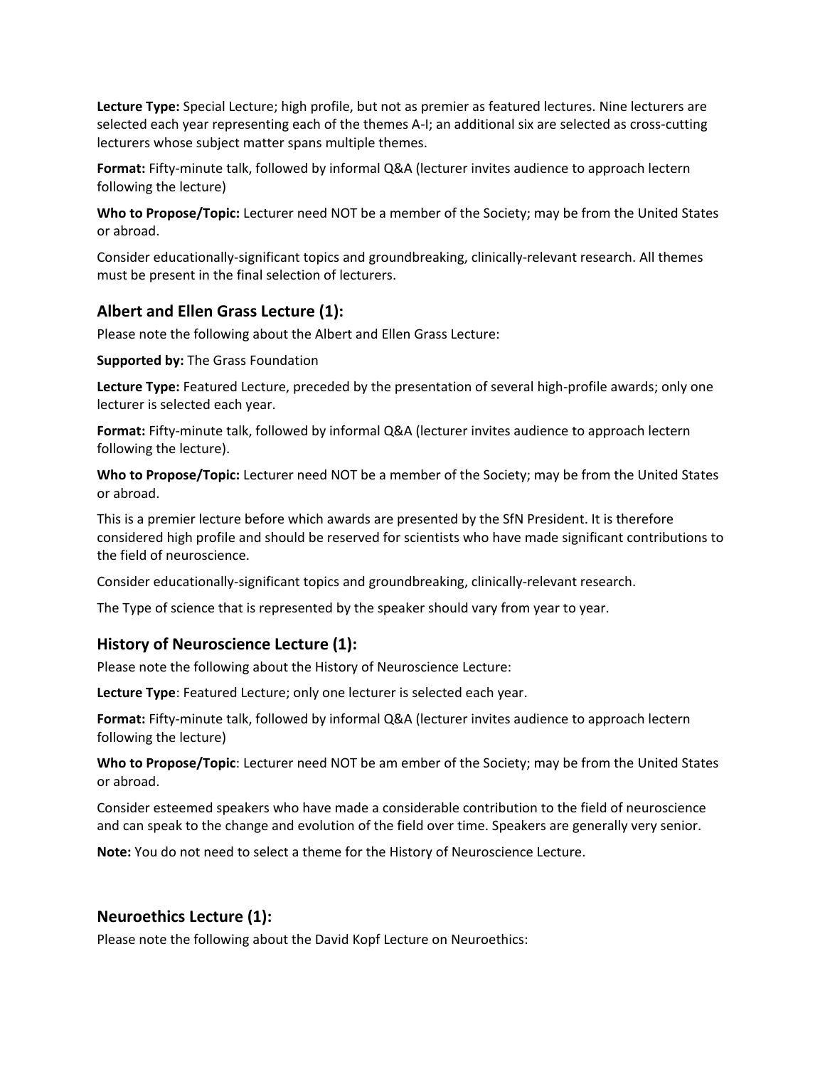**Lecture Type:** Special Lecture; high profile, but not as premier as featured lectures. Nine lecturers are selected each year representing each of the themes A-I; an additional six are selected as cross-cutting lecturers whose subject matter spans multiple themes.

**Format:** Fifty-minute talk, followed by informal Q&A (lecturer invites audience to approach lectern following the lecture)

**Who to Propose/Topic:** Lecturer need NOT be a member of the Society; may be from the United States or abroad.

Consider educationally-significant topics and groundbreaking, clinically-relevant research. All themes must be present in the final selection of lecturers.

## Albert and Ellen Grass Lecture (1):

Please note the following about the Albert and Ellen Grass Lecture:

**Supported by:** The Grass Foundation

**Lecture Type:** Featured Lecture, preceded by the presentation of several high-profile awards; only one lecturer is selected each year.

**Format:** Fifty-minute talk, followed by informal Q&A (lecturer invites audience to approach lectern following the lecture).

**Who to Propose/Topic:** Lecturer need NOT be a member of the Society; may be from the United States or abroad.

This is a premier lecture before which awards are presented by the SfN President. It is therefore considered high profile and should be reserved for scientists who have made significant contributions to the field of neuroscience.

Consider educationally-significant topics and groundbreaking, clinically-relevant research.

The Type of science that is represented by the speaker should vary from year to year.

## History of Neuroscience Lecture (1):

Please note the following about the History of Neuroscience Lecture:

**Lecture Type**: Featured Lecture; only one lecturer is selected each year.

**Format:** Fifty-minute talk, followed by informal Q&A (lecturer invites audience to approach lectern following the lecture)

**Who to Propose/Topic**: Lecturer need NOT be am ember of the Society; may be from the United States or abroad.

Consider esteemed speakers who have made a considerable contribution to the field of neuroscience and can speak to the change and evolution of the field over time. Speakers are generally very senior.

**Note:** You do not need to select a theme for the History of Neuroscience Lecture.

## Neuroethics Lecture (1):

Please note the following about the David Kopf Lecture on Neuroethics: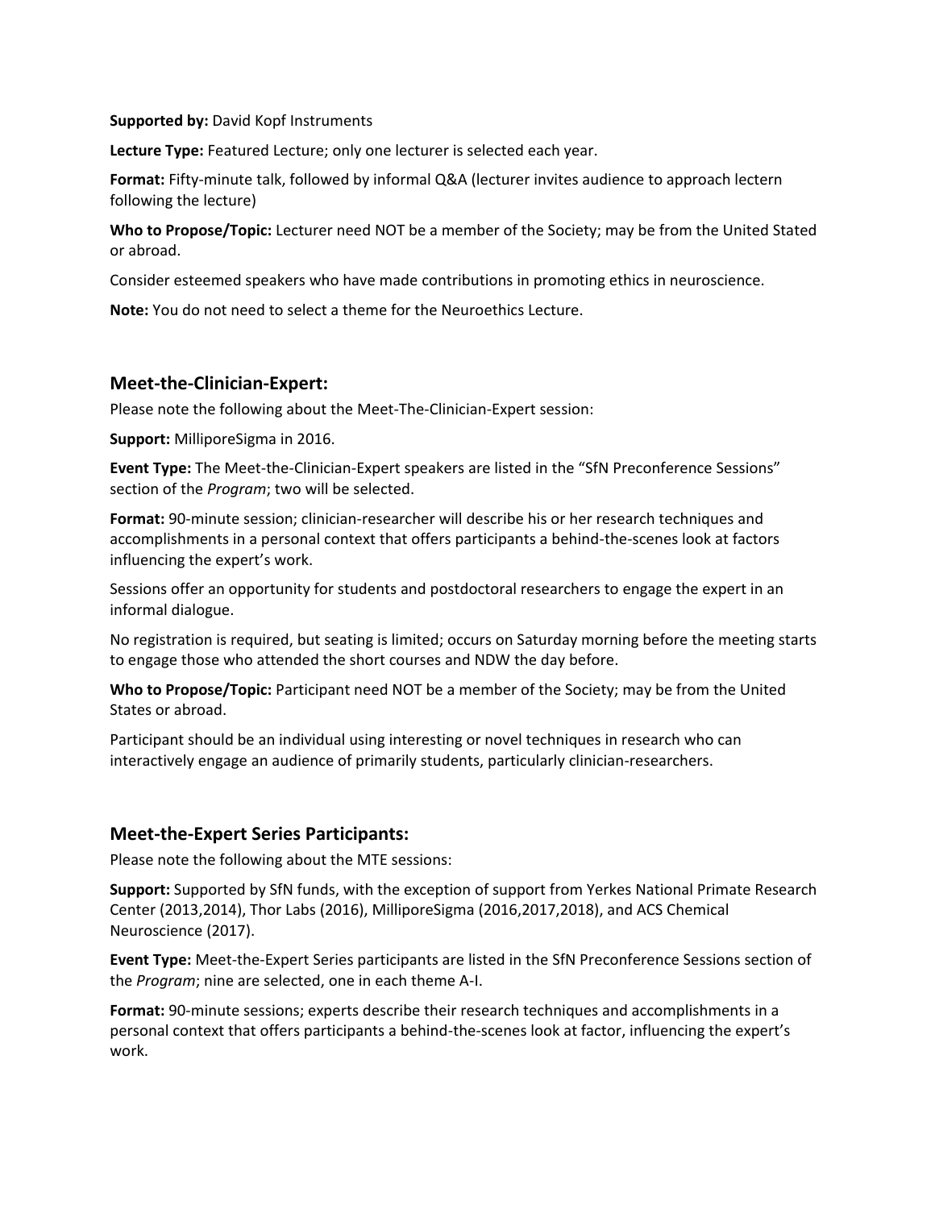**Supported by:** David Kopf Instruments

**Lecture Type:** Featured Lecture; only one lecturer is selected each year.

**Format:** Fifty-minute talk, followed by informal Q&A (lecturer invites audience to approach lectern following the lecture)

**Who to Propose/Topic:** Lecturer need NOT be a member of the Society; may be from the United Stated or abroad.

Consider esteemed speakers who have made contributions in promoting ethics in neuroscience.

**Note:** You do not need to select a theme for the Neuroethics Lecture.

## Meet-the-Clinician-Expert:

Please note the following about the Meet-The-Clinician-Expert session:

**Support:** MilliporeSigma in 2016.

**Event Type:** The Meet-the-Clinician-Expert speakers are listed in the "SfN Preconference Sessions" section of the *Program*; two will be selected.

**Format:** 90-minute session; clinician-researcher will describe his or her research techniques and accomplishments in a personal context that offers participants a behind-the-scenes look at factors influencing the expert's work.

Sessions offer an opportunity for students and postdoctoral researchers to engage the expert in an informal dialogue.

No registration is required, but seating is limited; occurs on Saturday morning before the meeting starts to engage those who attended the short courses and NDW the day before.

**Who to Propose/Topic:** Participant need NOT be a member of the Society; may be from the United States or abroad.

Participant should be an individual using interesting or novel techniques in research who can interactively engage an audience of primarily students, particularly clinician-researchers.

## Meet-the-Expert Series Participants:

Please note the following about the MTE sessions:

**Support:** Supported by SfN funds, with the exception of support from Yerkes National Primate Research Center (2013,2014), Thor Labs (2016), MilliporeSigma (2016,2017,2018), and ACS Chemical Neuroscience (2017).

**Event Type:** Meet-the-Expert Series participants are listed in the SfN Preconference Sessions section of the *Program*; nine are selected, one in each theme A-I.

**Format:** 90-minute sessions; experts describe their research techniques and accomplishments in a personal context that offers participants a behind-the-scenes look at factor, influencing the expert's work.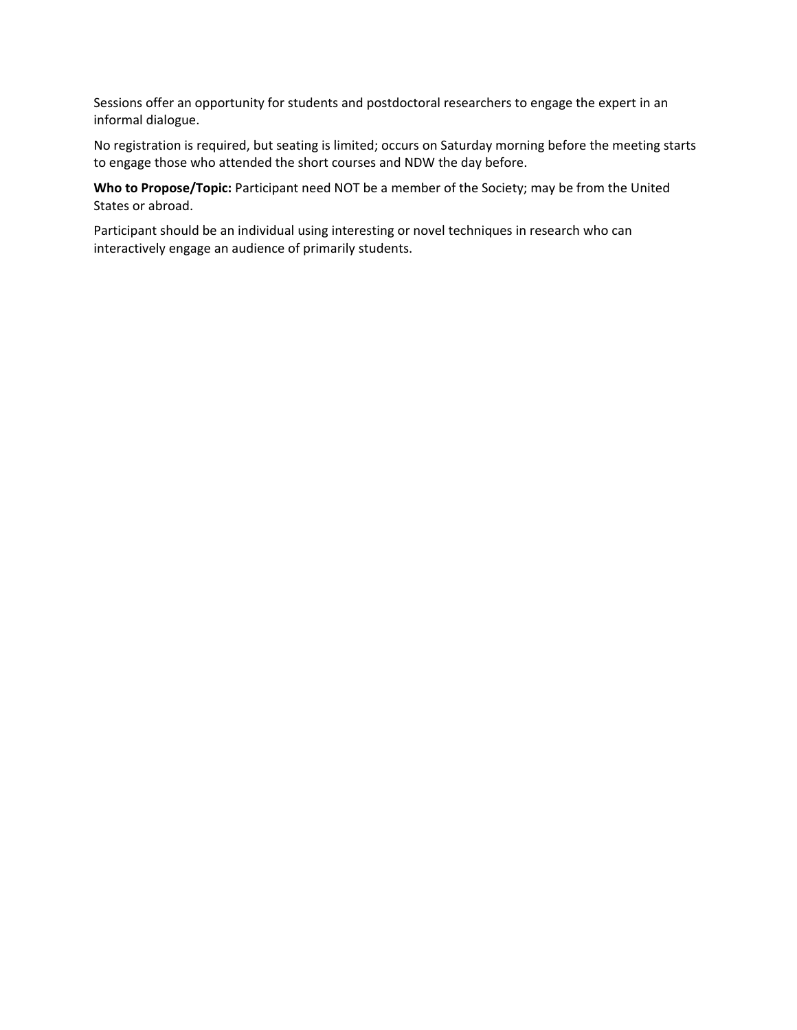Sessions offer an opportunity for students and postdoctoral researchers to engage the expert in an informal dialogue.

No registration is required, but seating is limited; occurs on Saturday morning before the meeting starts to engage those who attended the short courses and NDW the day before.

**Who to Propose/Topic:** Participant need NOT be a member of the Society; may be from the United States or abroad.

Participant should be an individual using interesting or novel techniques in research who can interactively engage an audience of primarily students.